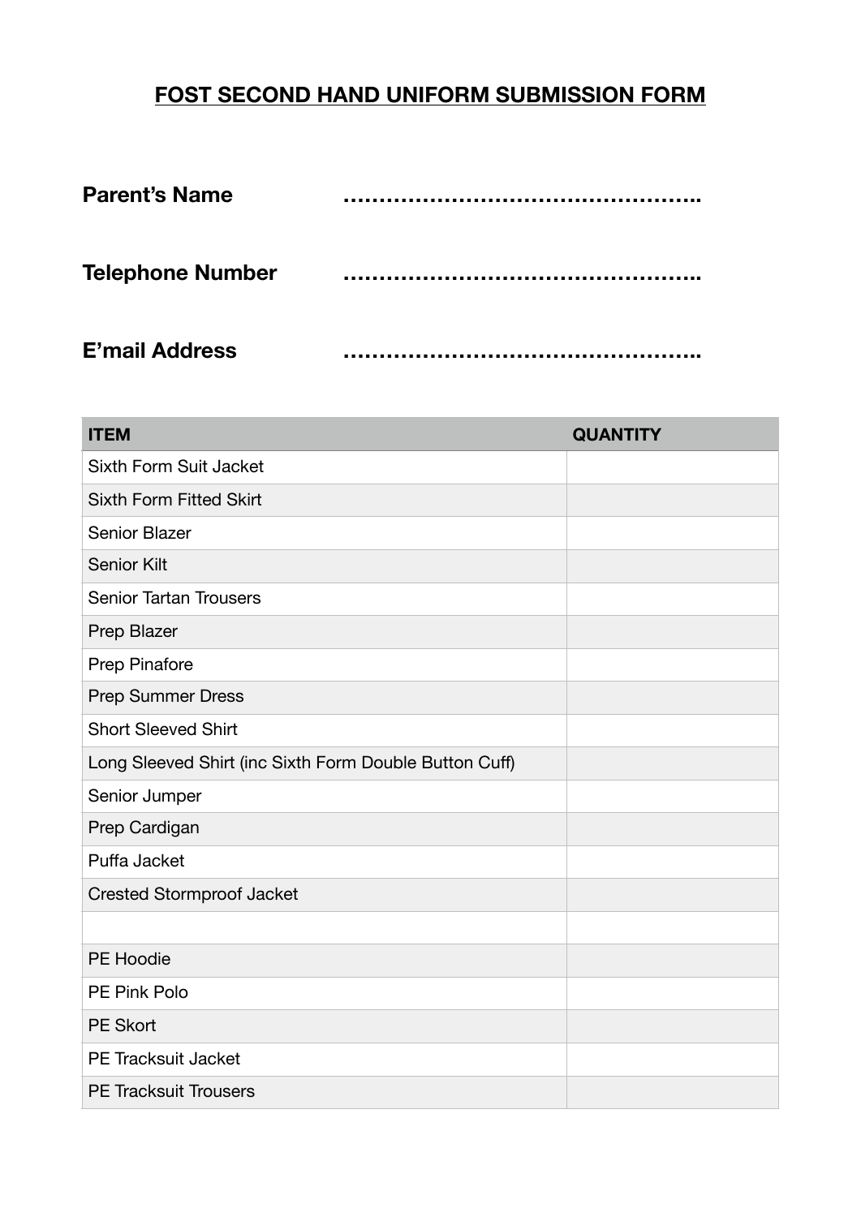# FOST SECOND HAND UNIFORM SUBMISSION FORM

**Parent's Name** ……………………………………………..

**Telephone Number** ……………………………………………..

**E'mail Address** ……………………………………………..

| ITEM | QUANTITY |
|---|---|
| Sixth Form Suit Jacket | |
| Sixth Form Fitted Skirt | |
| Senior Blazer | |
| Senior Kilt | |
| Senior Tartan Trousers | |
| Prep Blazer | |
| Prep Pinafore | |
| Prep Summer Dress | |
| Short Sleeved Shirt | |
| Long Sleeved Shirt (inc Sixth Form Double Button Cuff) | |
| Senior Jumper | |
| Prep Cardigan | |
| Puffa Jacket | |
| Crested Stormproof Jacket | |
| | |
| PE Hoodie | |
| PE Pink Polo | |
| PE Skort | |
| PE Tracksuit Jacket | |
| PE Tracksuit Trousers | |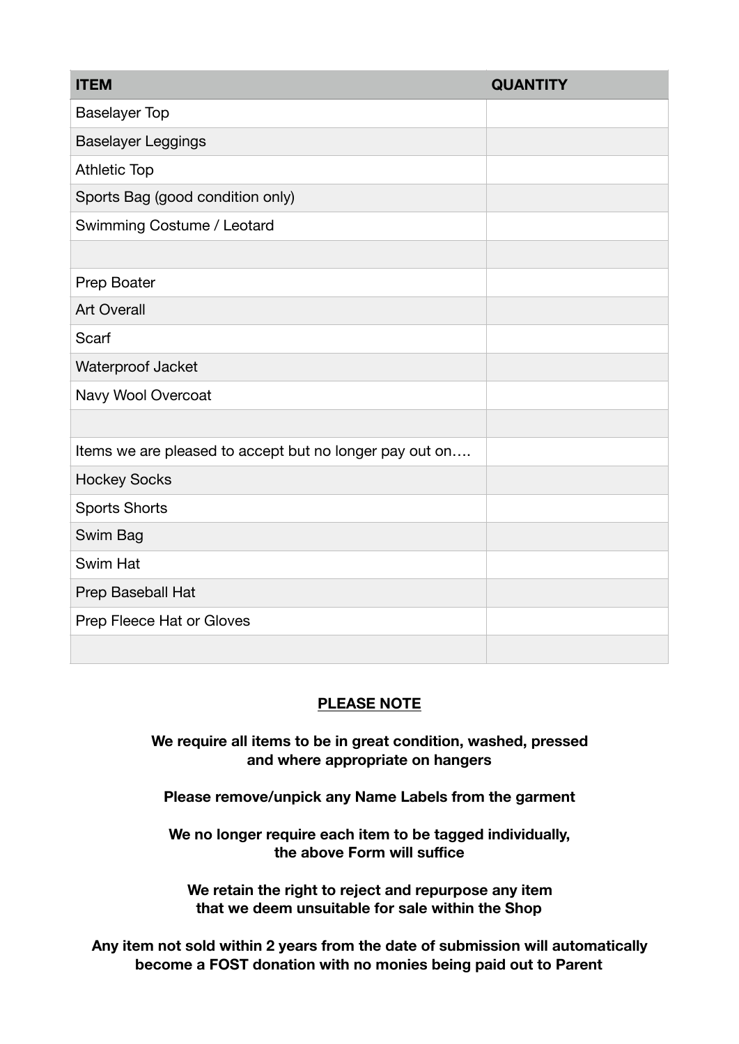| ITEM | QUANTITY |
| --- | --- |
| Baselayer Top | |
| Baselayer Leggings | |
| Athletic Top | |
| Sports Bag (good condition only) | |
| Swimming Costume / Leotard | |
| | |
| Prep Boater | |
| Art Overall | |
| Scarf | |
| Waterproof Jacket | |
| Navy Wool Overcoat | |
| | |
| Items we are pleased to accept but no longer pay out on…. | |
| Hockey Socks | |
| Sports Shorts | |
| Swim Bag | |
| Swim Hat | |
| Prep Baseball Hat | |
| Prep Fleece Hat or Gloves | |
| | |

**PLEASE NOTE**

**We require all items to be in great condition, washed, pressed and where appropriate on hangers**

**Please remove/unpick any Name Labels from the garment**

**We no longer require each item to be tagged individually, the above Form will suffice**

**We retain the right to reject and repurpose any item that we deem unsuitable for sale within the Shop**

**Any item not sold within 2 years from the date of submission will automatically become a FOST donation with no monies being paid out to Parent**